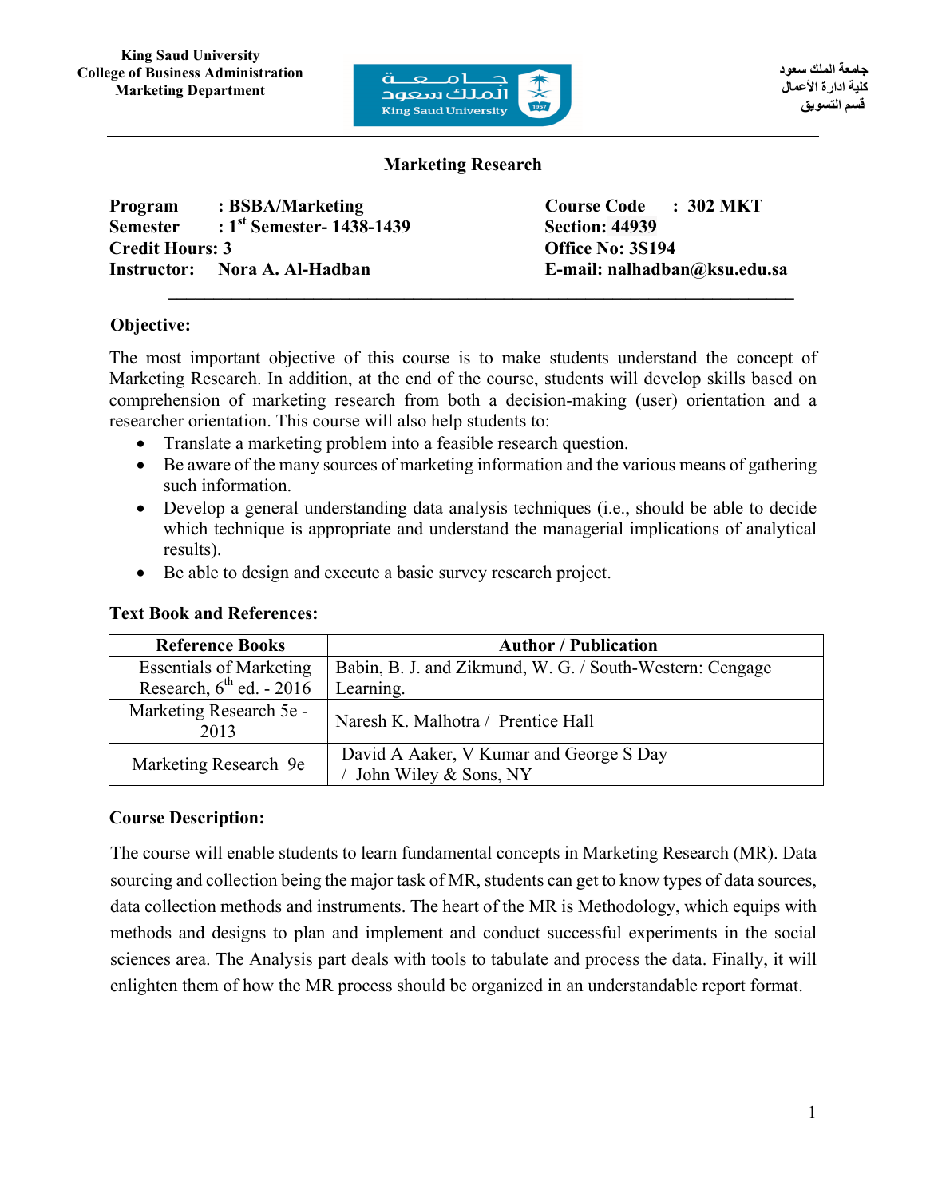King Saud University
College of Business Administration
Marketing Department

جامعة الملك سعود
كلية ادارة الأعمال
قسم التسويق

# Marketing Research

**Program : BSBA/Marketing**
**Semester : 1st Semester- 1438-1439**
**Credit Hours: 3**
**Instructor: Nora A. Al-Hadban**

**Course Code : 302 MKT**
**Section: 44939**
**Office No: 3S194**
**E-mail: nalhadban@ksu.edu.sa**

## Objective:

The most important objective of this course is to make students understand the concept of Marketing Research. In addition, at the end of the course, students will develop skills based on comprehension of marketing research from both a decision-making (user) orientation and a researcher orientation. This course will also help students to:

- Translate a marketing problem into a feasible research question.
- Be aware of the many sources of marketing information and the various means of gathering such information.
- Develop a general understanding data analysis techniques (i.e., should be able to decide which technique is appropriate and understand the managerial implications of analytical results).
- Be able to design and execute a basic survey research project.

## Text Book and References:

| Reference Books | Author / Publication |
|---|---|
| Essentials of Marketing Research, 6th ed. - 2016 | Babin, B. J. and Zikmund, W. G. / South-Western: Cengage Learning. |
| Marketing Research 5e - 2013 | Naresh K. Malhotra / Prentice Hall |
| Marketing Research 9e | David A Aaker, V Kumar and George S Day / John Wiley & Sons, NY |

## Course Description:

The course will enable students to learn fundamental concepts in Marketing Research (MR). Data sourcing and collection being the major task of MR, students can get to know types of data sources, data collection methods and instruments. The heart of the MR is Methodology, which equips with methods and designs to plan and implement and conduct successful experiments in the social sciences area. The Analysis part deals with tools to tabulate and process the data. Finally, it will enlighten them of how the MR process should be organized in an understandable report format.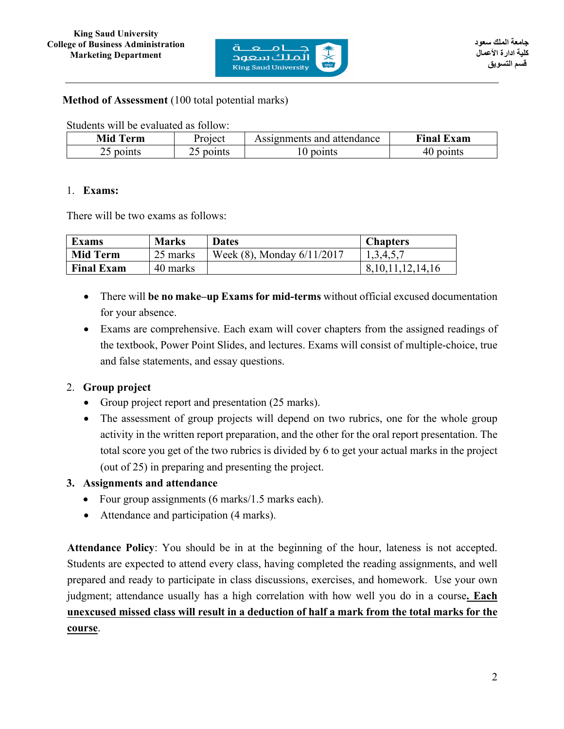**Method of Assessment** (100 total potential marks)

Students will be evaluated as follow:

| **Mid Term** | Project | Assignments and attendance | **Final Exam** |
|---|---|---|---|
| 25 points | 25 points | 10 points | 40 points |

1. **Exams:**

There will be two exams as follows:

| **Exams** | **Marks** | **Dates** | **Chapters** |
|---|---|---|---|
| **Mid Term** | 25 marks | Week (8), Monday 6/11/2017 | 1,3,4,5,7 |
| **Final Exam** | 40 marks | | 8,10,11,12,14,16 |

- There will **be no make–up Exams for mid-terms** without official excused documentation for your absence.
- Exams are comprehensive. Each exam will cover chapters from the assigned readings of the textbook, Power Point Slides, and lectures. Exams will consist of multiple-choice, true and false statements, and essay questions.

2. **Group project**
   - Group project report and presentation (25 marks).
   - The assessment of group projects will depend on two rubrics, one for the whole group activity in the written report preparation, and the other for the oral report presentation. The total score you get of the two rubrics is divided by 6 to get your actual marks in the project (out of 25) in preparing and presenting the project.

3. **Assignments and attendance**
   - Four group assignments (6 marks/1.5 marks each).
   - Attendance and participation (4 marks).

**Attendance Policy**: You should be in at the beginning of the hour, lateness is not accepted. Students are expected to attend every class, having completed the reading assignments, and well prepared and ready to participate in class discussions, exercises, and homework. Use your own judgment; attendance usually has a high correlation with how well you do in a course**. Each unexcused missed class will result in a deduction of half a mark from the total marks for the course**.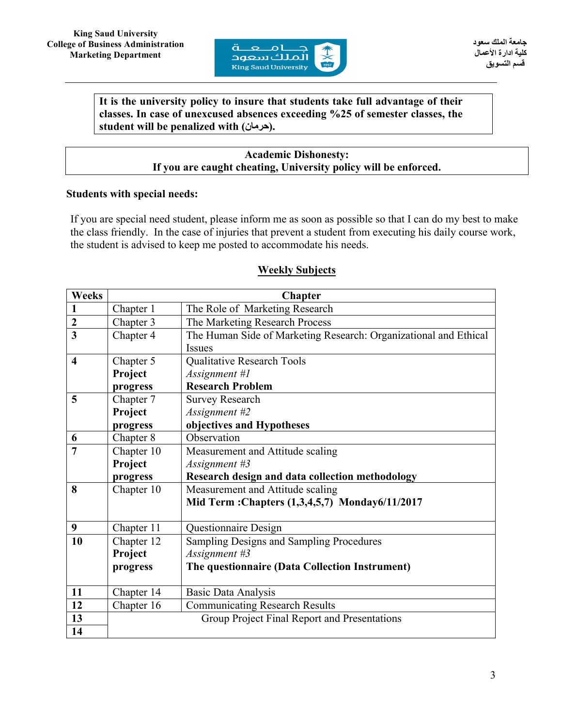King Saud University
College of Business Administration
Marketing Department

جامعة الملك سعود
كلية ادارة الأعمال
قسم التسويق

**It is the university policy to insure that students take full advantage of their classes. In case of unexcused absences exceeding %25 of semester classes, the student will be penalized with (حرمان).**

**Academic Dishonesty:**
**If you are caught cheating, University policy will be enforced.**

**Students with special needs:**

If you are special need student, please inform me as soon as possible so that I can do my best to make the class friendly. In the case of injuries that prevent a student from executing his daily course work, the student is advised to keep me posted to accommodate his needs.

## Weekly Subjects

| Weeks | Chapter | |
|---|---|---|
| **1** | Chapter 1 | The Role of Marketing Research |
| **2** | Chapter 3 | The Marketing Research Process |
| **3** | Chapter 4 | The Human Side of Marketing Research: Organizational and Ethical Issues |
| **4** | Chapter 5 **Project progress** | Qualitative Research Tools *Assignment #1* **Research Problem** |
| **5** | Chapter 7 **Project progress** | Survey Research *Assignment #2* **objectives and Hypotheses** |
| **6** | Chapter 8 | Observation |
| **7** | Chapter 10 **Project progress** | Measurement and Attitude scaling *Assignment #3* **Research design and data collection methodology** |
| **8** | Chapter 10 | Measurement and Attitude scaling **Mid Term :Chapters (1,3,4,5,7) Monday6/11/2017** |
| **9** | Chapter 11 | Questionnaire Design |
| **10** | Chapter 12 **Project progress** | Sampling Designs and Sampling Procedures *Assignment #3* **The questionnaire (Data Collection Instrument)** |
| **11** | Chapter 14 | Basic Data Analysis |
| **12** | Chapter 16 | Communicating Research Results |
| **13** | Group Project Final Report and Presentations | |
| **14** | | |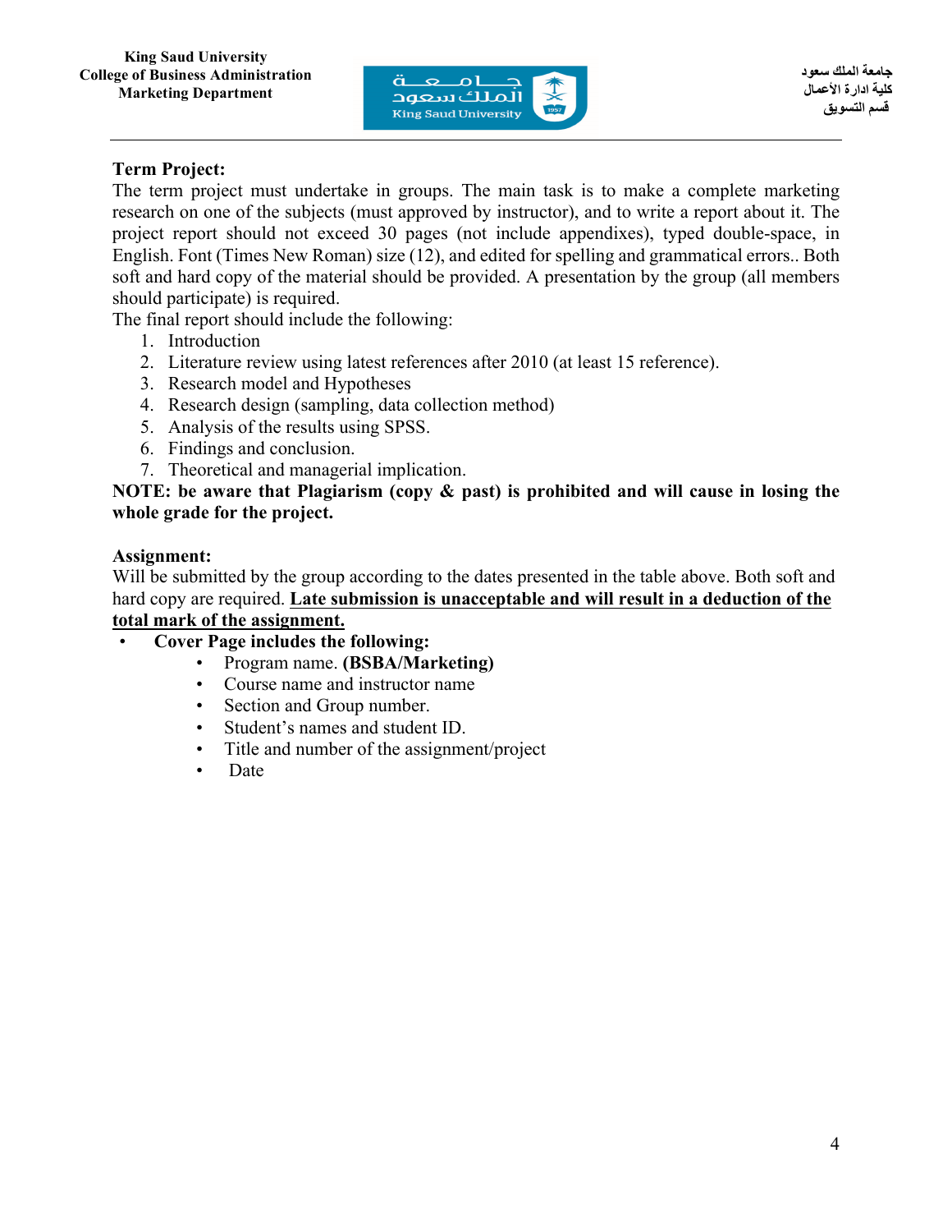King Saud University
College of Business Administration
Marketing Department

جامعة الملك سعود
كلية ادارة الأعمال
قسم التسويق

**Term Project:**

The term project must undertake in groups. The main task is to make a complete marketing research on one of the subjects (must approved by instructor), and to write a report about it. The project report should not exceed 30 pages (not include appendixes), typed double-space, in English. Font (Times New Roman) size (12), and edited for spelling and grammatical errors.. Both soft and hard copy of the material should be provided. A presentation by the group (all members should participate) is required.

The final report should include the following:

1. Introduction
2. Literature review using latest references after 2010 (at least 15 reference).
3. Research model and Hypotheses
4. Research design (sampling, data collection method)
5. Analysis of the results using SPSS.
6. Findings and conclusion.
7. Theoretical and managerial implication.

**NOTE: be aware that Plagiarism (copy & past) is prohibited and will cause in losing the whole grade for the project.**

**Assignment:**

Will be submitted by the group according to the dates presented in the table above. Both soft and hard copy are required. **<u>Late submission is unacceptable and will result in a deduction of the total mark of the assignment.</u>**

- **Cover Page includes the following:**
    - Program name. **(BSBA/Marketing)**
    - Course name and instructor name
    - Section and Group number.
    - Student's names and student ID.
    - Title and number of the assignment/project
    - Date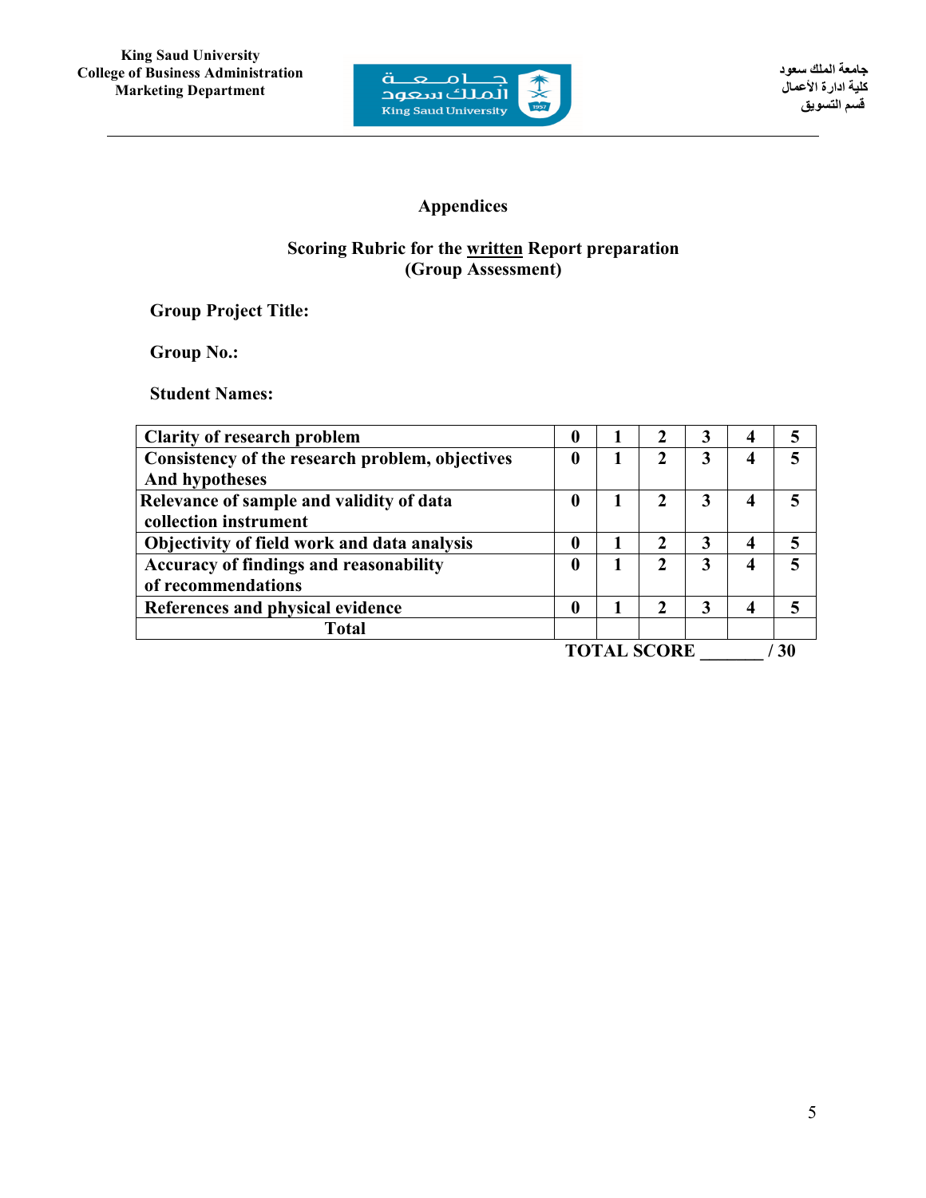# Appendices

## Scoring Rubric for the written Report preparation (Group Assessment)

**Group Project Title:**

**Group No.:**

**Student Names:**

| | | | | | | |
|---|---|---|---|---|---|---|
| Clarity of research problem | 0 | 1 | 2 | 3 | 4 | 5 |
| Consistency of the research problem, objectives And hypotheses | 0 | 1 | 2 | 3 | 4 | 5 |
| Relevance of sample and validity of data collection instrument | 0 | 1 | 2 | 3 | 4 | 5 |
| Objectivity of field work and data analysis | 0 | 1 | 2 | 3 | 4 | 5 |
| Accuracy of findings and reasonability of recommendations | 0 | 1 | 2 | 3 | 4 | 5 |
| References and physical evidence | 0 | 1 | 2 | 3 | 4 | 5 |
| Total | | | | | | |

**TOTAL SCORE _______ / 30**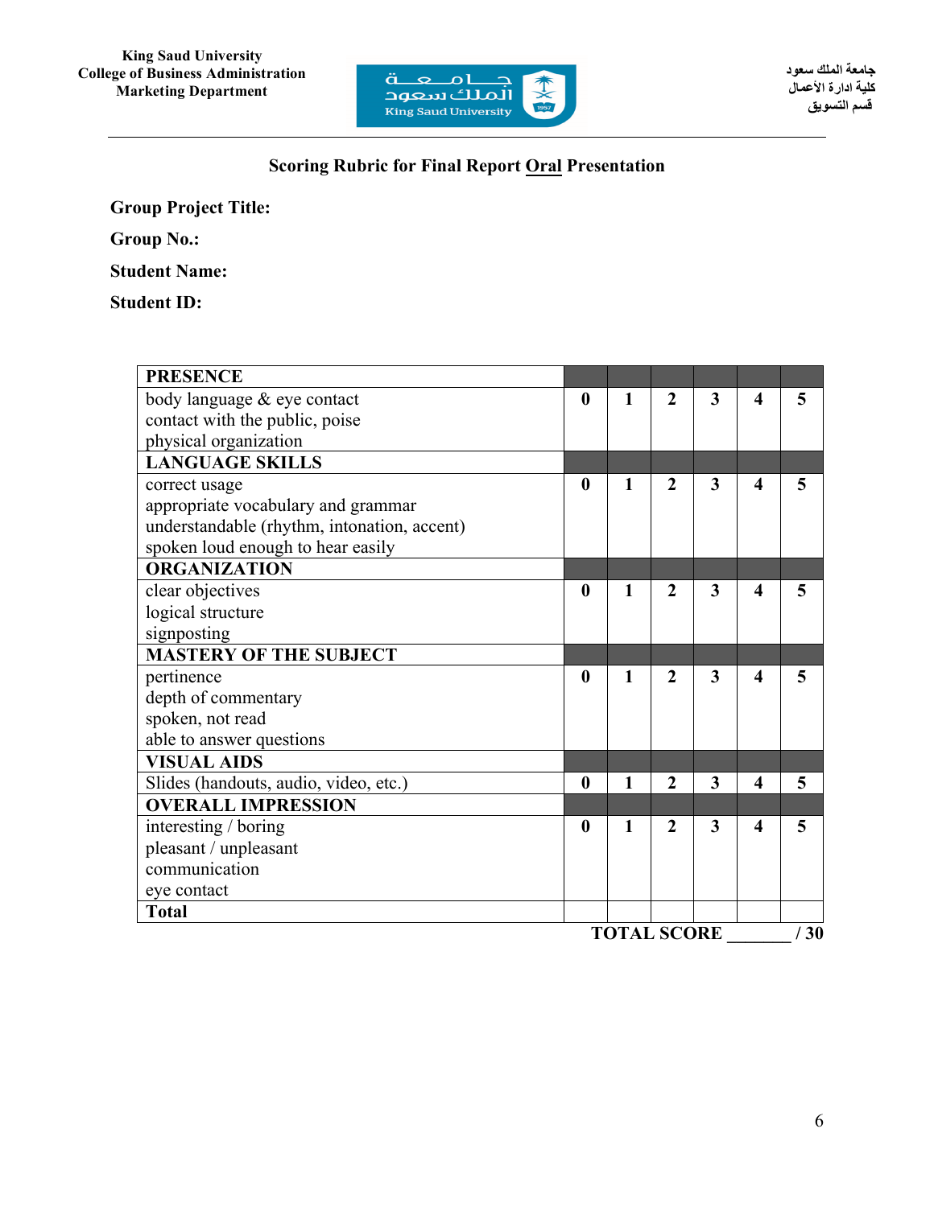King Saud University
College of Business Administration
Marketing Department

جامعة الملك سعود
كلية ادارة الأعمال
قسم التسويق

## Scoring Rubric for Final Report Oral Presentation

**Group Project Title:**

**Group No.:**

**Student Name:**

**Student ID:**

| | | | | | | |
|---|---|---|---|---|---|---|
| **PRESENCE** | | | | | | |
| body language & eye contact<br>contact with the public, poise<br>physical organization | **0** | **1** | **2** | **3** | **4** | **5** |
| **LANGUAGE SKILLS** | | | | | | |
| correct usage<br>appropriate vocabulary and grammar<br>understandable (rhythm, intonation, accent)<br>spoken loud enough to hear easily | **0** | **1** | **2** | **3** | **4** | **5** |
| **ORGANIZATION** | | | | | | |
| clear objectives<br>logical structure<br>signposting | **0** | **1** | **2** | **3** | **4** | **5** |
| **MASTERY OF THE SUBJECT** | | | | | | |
| pertinence<br>depth of commentary<br>spoken, not read<br>able to answer questions | **0** | **1** | **2** | **3** | **4** | **5** |
| **VISUAL AIDS** | | | | | | |
| Slides (handouts, audio, video, etc.) | **0** | **1** | **2** | **3** | **4** | **5** |
| **OVERALL IMPRESSION** | | | | | | |
| interesting / boring<br>pleasant / unpleasant<br>communication<br>eye contact | **0** | **1** | **2** | **3** | **4** | **5** |
| **Total** | | | | | | |

**TOTAL SCORE _______ / 30**